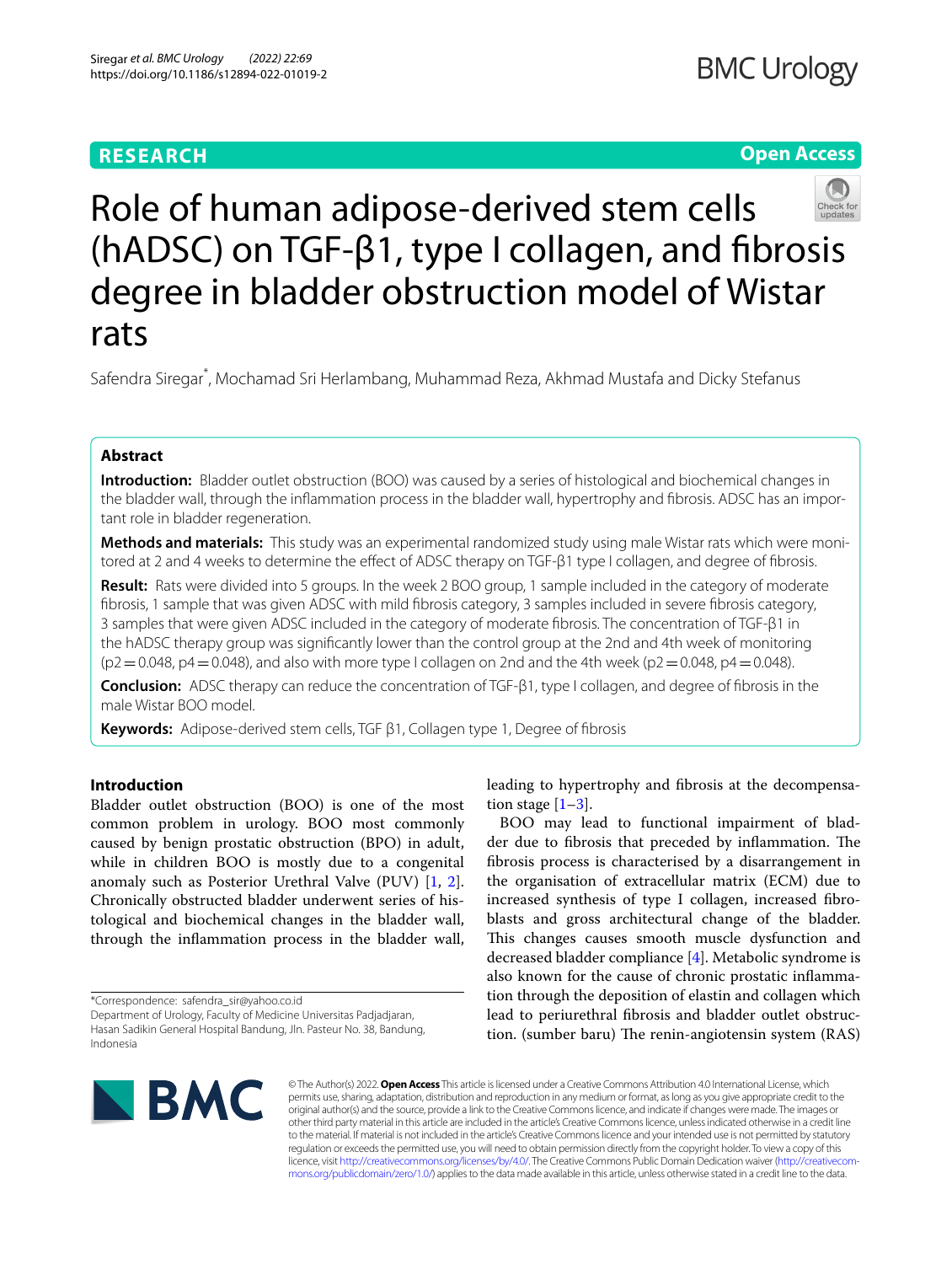# Role of human adipose-derived stem cells (hADSC) on TGF-β1, type I collagen, and fibrosis degree in bladder obstruction model of Wistar rats

Safendra Siregar*, Mochamad Sri Herlambang, Muhammad Reza, Akhmad Mustafa and Dicky Stefanus

## Abstract

**Introduction:** Bladder outlet obstruction (BOO) was caused by a series of histological and biochemical changes in the bladder wall, through the inflammation process in the bladder wall, hypertrophy and fibrosis. ADSC has an important role in bladder regeneration.

**Methods and materials:** This study was an experimental randomized study using male Wistar rats which were monitored at 2 and 4 weeks to determine the effect of ADSC therapy on TGF-β1 type I collagen, and degree of fibrosis.

**Result:** Rats were divided into 5 groups. In the week 2 BOO group, 1 sample included in the category of moderate fibrosis, 1 sample that was given ADSC with mild fibrosis category, 3 samples included in severe fibrosis category, 3 samples that were given ADSC included in the category of moderate fibrosis. The concentration of TGF-β1 in the hADSC therapy group was significantly lower than the control group at the 2nd and 4th week of monitoring ($p2 = 0.048$, $p4 = 0.048$), and also with more type I collagen on 2nd and the 4th week ($p2 = 0.048$, $p4 = 0.048$).

**Conclusion:** ADSC therapy can reduce the concentration of TGF-β1, type I collagen, and degree of fibrosis in the male Wistar BOO model.

**Keywords:** Adipose-derived stem cells, TGF β1, Collagen type 1, Degree of fibrosis

## Introduction

Bladder outlet obstruction (BOO) is one of the most common problem in urology. BOO most commonly caused by benign prostatic obstruction (BPO) in adult, while in children BOO is mostly due to a congenital anomaly such as Posterior Urethral Valve (PUV) [1, 2]. Chronically obstructed bladder underwent series of histological and biochemical changes in the bladder wall, through the inflammation process in the bladder wall, leading to hypertrophy and fibrosis at the decompensation stage [1–3].

BOO may lead to functional impairment of bladder due to fibrosis that preceded by inflammation. The fibrosis process is characterised by a disarrangement in the organisation of extracellular matrix (ECM) due to increased synthesis of type I collagen, increased fibroblasts and gross architectural change of the bladder. This changes causes smooth muscle dysfunction and decreased bladder compliance [4]. Metabolic syndrome is also known for the cause of chronic prostatic inflammation through the deposition of elastin and collagen which lead to periurethral fibrosis and bladder outlet obstruction. (sumber baru) The renin-angiotensin system (RAS)

*Correspondence: safendra_sir@yahoo.co.id
Department of Urology, Faculty of Medicine Universitas Padjadjaran, Hasan Sadikin General Hospital Bandung, Jln. Pasteur No. 38, Bandung, Indonesia

© The Author(s) 2022. **Open Access** This article is licensed under a Creative Commons Attribution 4.0 International License, which permits use, sharing, adaptation, distribution and reproduction in any medium or format, as long as you give appropriate credit to the original author(s) and the source, provide a link to the Creative Commons licence, and indicate if changes were made. The images or other third party material in this article are included in the article's Creative Commons licence, unless indicated otherwise in a credit line to the material. If material is not included in the article's Creative Commons licence and your intended use is not permitted by statutory regulation or exceeds the permitted use, you will need to obtain permission directly from the copyright holder. To view a copy of this licence, visit http://creativecommons.org/licenses/by/4.0/. The Creative Commons Public Domain Dedication waiver (http://creativecommons.org/publicdomain/zero/1.0/) applies to the data made available in this article, unless otherwise stated in a credit line to the data.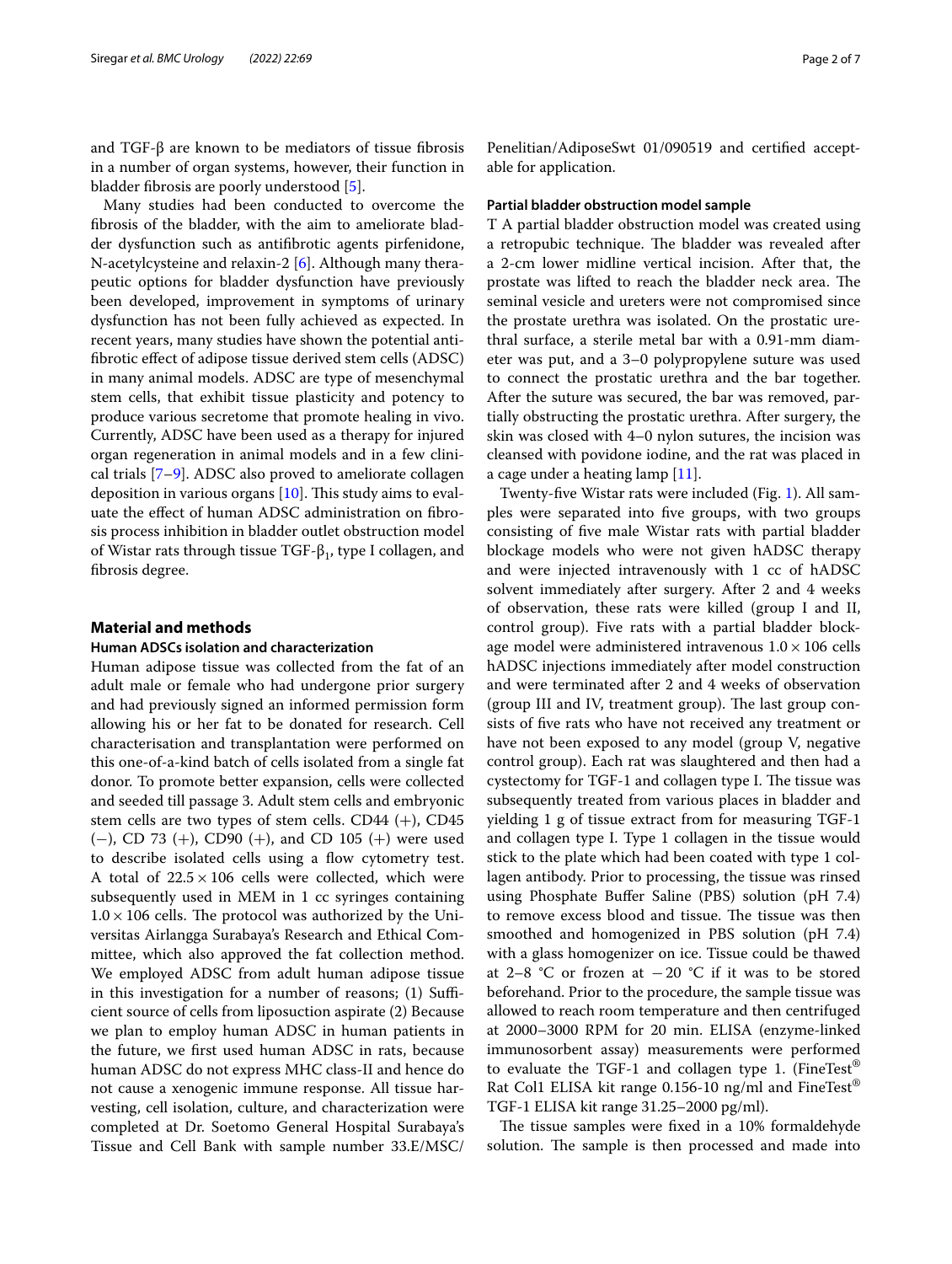and TGF-β are known to be mediators of tissue fibrosis in a number of organ systems, however, their function in bladder fibrosis are poorly understood [5].

Many studies had been conducted to overcome the fibrosis of the bladder, with the aim to ameliorate bladder dysfunction such as antifibrotic agents pirfenidone, N-acetylcysteine and relaxin-2 [6]. Although many therapeutic options for bladder dysfunction have previously been developed, improvement in symptoms of urinary dysfunction has not been fully achieved as expected. In recent years, many studies have shown the potential antifibrotic effect of adipose tissue derived stem cells (ADSC) in many animal models. ADSC are type of mesenchymal stem cells, that exhibit tissue plasticity and potency to produce various secretome that promote healing in vivo. Currently, ADSC have been used as a therapy for injured organ regeneration in animal models and in a few clinical trials [7–9]. ADSC also proved to ameliorate collagen deposition in various organs [10]. This study aims to evaluate the effect of human ADSC administration on fibrosis process inhibition in bladder outlet obstruction model of Wistar rats through tissue TGF-$\beta_1$, type I collagen, and fibrosis degree.

## Material and methods

### Human ADSCs isolation and characterization

Human adipose tissue was collected from the fat of an adult male or female who had undergone prior surgery and had previously signed an informed permission form allowing his or her fat to be donated for research. Cell characterisation and transplantation were performed on this one-of-a-kind batch of cells isolated from a single fat donor. To promote better expansion, cells were collected and seeded till passage 3. Adult stem cells and embryonic stem cells are two types of stem cells. CD44 (+), CD45 (−), CD 73 (+), CD90 (+), and CD 105 (+) were used to describe isolated cells using a flow cytometry test. A total of $22.5 \times 106$ cells were collected, which were subsequently used in MEM in 1 cc syringes containing $1.0 \times 106$ cells. The protocol was authorized by the Universitas Airlangga Surabaya's Research and Ethical Committee, which also approved the fat collection method. We employed ADSC from adult human adipose tissue in this investigation for a number of reasons; (1) Sufficient source of cells from liposuction aspirate (2) Because we plan to employ human ADSC in human patients in the future, we first used human ADSC in rats, because human ADSC do not express MHC class-II and hence do not cause a xenogenic immune response. All tissue harvesting, cell isolation, culture, and characterization were completed at Dr. Soetomo General Hospital Surabaya's Tissue and Cell Bank with sample number 33.E/MSC/Penelitian/AdiposeSwt 01/090519 and certified acceptable for application.

### Partial bladder obstruction model sample

T A partial bladder obstruction model was created using a retropubic technique. The bladder was revealed after a 2-cm lower midline vertical incision. After that, the prostate was lifted to reach the bladder neck area. The seminal vesicle and ureters were not compromised since the prostate urethra was isolated. On the prostatic urethral surface, a sterile metal bar with a 0.91-mm diameter was put, and a 3–0 polypropylene suture was used to connect the prostatic urethra and the bar together. After the suture was secured, the bar was removed, partially obstructing the prostatic urethra. After surgery, the skin was closed with 4–0 nylon sutures, the incision was cleansed with povidone iodine, and the rat was placed in a cage under a heating lamp [11].

Twenty-five Wistar rats were included (Fig. 1). All samples were separated into five groups, with two groups consisting of five male Wistar rats with partial bladder blockage models who were not given hADSC therapy and were injected intravenously with 1 cc of hADSC solvent immediately after surgery. After 2 and 4 weeks of observation, these rats were killed (group I and II, control group). Five rats with a partial bladder blockage model were administered intravenous $1.0 \times 106$ cells hADSC injections immediately after model construction and were terminated after 2 and 4 weeks of observation (group III and IV, treatment group). The last group consists of five rats who have not received any treatment or have not been exposed to any model (group V, negative control group). Each rat was slaughtered and then had a cystectomy for TGF-1 and collagen type I. The tissue was subsequently treated from various places in bladder and yielding 1 g of tissue extract from for measuring TGF-1 and collagen type I. Type 1 collagen in the tissue would stick to the plate which had been coated with type 1 collagen antibody. Prior to processing, the tissue was rinsed using Phosphate Buffer Saline (PBS) solution (pH 7.4) to remove excess blood and tissue. The tissue was then smoothed and homogenized in PBS solution (pH 7.4) with a glass homogenizer on ice. Tissue could be thawed at 2–8 °C or frozen at −20 °C if it was to be stored beforehand. Prior to the procedure, the sample tissue was allowed to reach room temperature and then centrifuged at 2000–3000 RPM for 20 min. ELISA (enzyme-linked immunosorbent assay) measurements were performed to evaluate the TGF-1 and collagen type 1. (FineTest® Rat Col1 ELISA kit range 0.156-10 ng/ml and FineTest® TGF-1 ELISA kit range 31.25–2000 pg/ml).

The tissue samples were fixed in a 10% formaldehyde solution. The sample is then processed and made into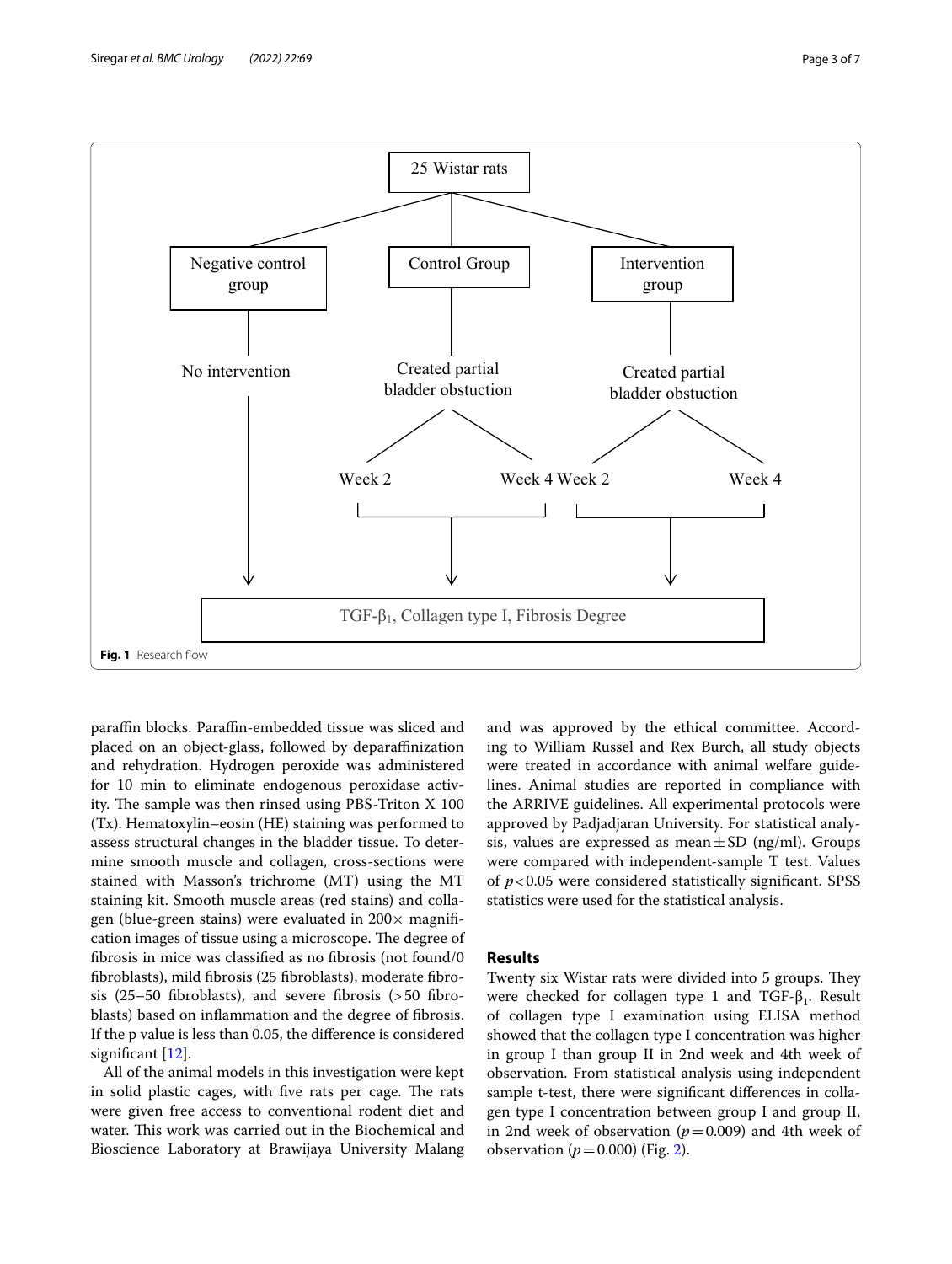Fig. 1 Research flow

paraffin blocks. Paraffin-embedded tissue was sliced and placed on an object-glass, followed by deparaffinization and rehydration. Hydrogen peroxide was administered for 10 min to eliminate endogenous peroxidase activity. The sample was then rinsed using PBS-Triton X 100 (Tx). Hematoxylin–eosin (HE) staining was performed to assess structural changes in the bladder tissue. To determine smooth muscle and collagen, cross-sections were stained with Masson's trichrome (MT) using the MT staining kit. Smooth muscle areas (red stains) and collagen (blue-green stains) were evaluated in 200× magnification images of tissue using a microscope. The degree of fibrosis in mice was classified as no fibrosis (not found/0 fibroblasts), mild fibrosis (25 fibroblasts), moderate fibrosis (25–50 fibroblasts), and severe fibrosis (>50 fibroblasts) based on inflammation and the degree of fibrosis. If the p value is less than 0.05, the difference is considered significant [12].

All of the animal models in this investigation were kept in solid plastic cages, with five rats per cage. The rats were given free access to conventional rodent diet and water. This work was carried out in the Biochemical and Bioscience Laboratory at Brawijaya University Malang and was approved by the ethical committee. According to William Russel and Rex Burch, all study objects were treated in accordance with animal welfare guidelines. Animal studies are reported in compliance with the ARRIVE guidelines. All experimental protocols were approved by Padjadjaran University. For statistical analysis, values are expressed as mean ± SD (ng/ml). Groups were compared with independent-sample T test. Values of $p < 0.05$ were considered statistically significant. SPSS statistics were used for the statistical analysis.

## Results

Twenty six Wistar rats were divided into 5 groups. They were checked for collagen type 1 and TGF-$\beta_1$. Result of collagen type I examination using ELISA method showed that the collagen type I concentration was higher in group I than group II in 2nd week and 4th week of observation. From statistical analysis using independent sample t-test, there were significant differences in collagen type I concentration between group I and group II, in 2nd week of observation ($p = 0.009$) and 4th week of observation ($p = 0.000$) (Fig. 2).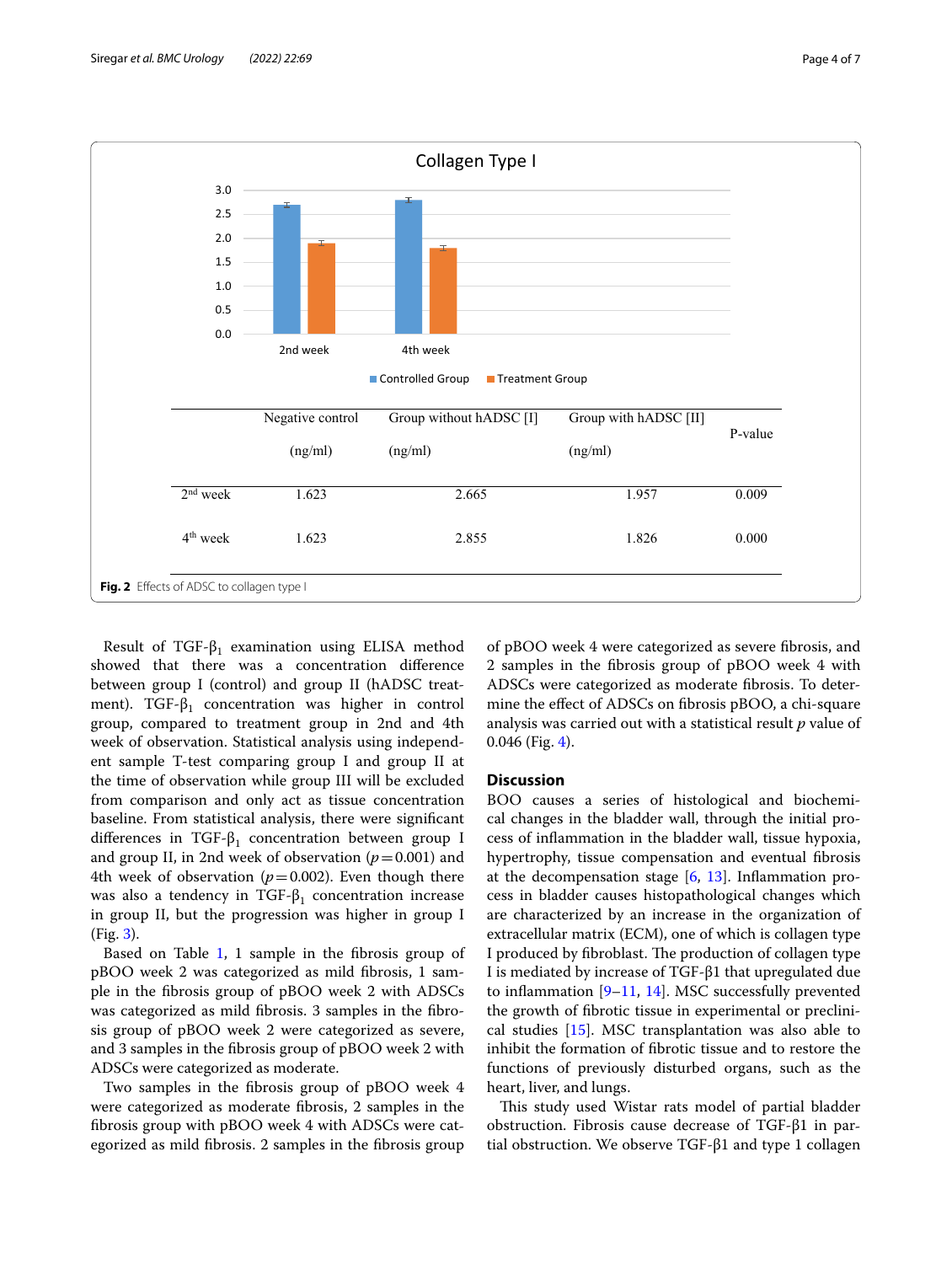| | Negative control (ng/ml) | Group without hADSC [I] (ng/ml) | Group with hADSC [II] (ng/ml) | P-value |
|---|---|---|---|---|
| 2nd week | 1.623 | 2.665 | 1.957 | 0.009 |
| 4th week | 1.623 | 2.855 | 1.826 | 0.000 |

**Fig. 2** Effects of ADSC to collagen type I

Result of TGF-$\beta_1$ examination using ELISA method showed that there was a concentration difference between group I (control) and group II (hADSC treatment). TGF-$\beta_1$ concentration was higher in control group, compared to treatment group in 2nd and 4th week of observation. Statistical analysis using independent sample T-test comparing group I and group II at the time of observation while group III will be excluded from comparison and only act as tissue concentration baseline. From statistical analysis, there were significant differences in TGF-$\beta_1$ concentration between group I and group II, in 2nd week of observation ($p=0.001$) and 4th week of observation ($p=0.002$). Even though there was also a tendency in TGF-$\beta_1$ concentration increase in group II, but the progression was higher in group I (Fig. 3).

Based on Table 1, 1 sample in the fibrosis group of pBOO week 2 was categorized as mild fibrosis, 1 sample in the fibrosis group of pBOO week 2 with ADSCs was categorized as mild fibrosis. 3 samples in the fibrosis group of pBOO week 2 were categorized as severe, and 3 samples in the fibrosis group of pBOO week 2 with ADSCs were categorized as moderate.

Two samples in the fibrosis group of pBOO week 4 were categorized as moderate fibrosis, 2 samples in the fibrosis group with pBOO week 4 with ADSCs were categorized as mild fibrosis. 2 samples in the fibrosis group of pBOO week 4 were categorized as severe fibrosis, and 2 samples in the fibrosis group of pBOO week 4 with ADSCs were categorized as moderate fibrosis. To determine the effect of ADSCs on fibrosis pBOO, a chi-square analysis was carried out with a statistical result *p* value of 0.046 (Fig. 4).

## Discussion

BOO causes a series of histological and biochemical changes in the bladder wall, through the initial process of inflammation in the bladder wall, tissue hypoxia, hypertrophy, tissue compensation and eventual fibrosis at the decompensation stage [6, 13]. Inflammation process in bladder causes histopathological changes which are characterized by an increase in the organization of extracellular matrix (ECM), one of which is collagen type I produced by fibroblast. The production of collagen type I is mediated by increase of TGF-β1 that upregulated due to inflammation [9–11, 14]. MSC successfully prevented the growth of fibrotic tissue in experimental or preclinical studies [15]. MSC transplantation was also able to inhibit the formation of fibrotic tissue and to restore the functions of previously disturbed organs, such as the heart, liver, and lungs.

This study used Wistar rats model of partial bladder obstruction. Fibrosis cause decrease of TGF-β1 in partial obstruction. We observe TGF-β1 and type 1 collagen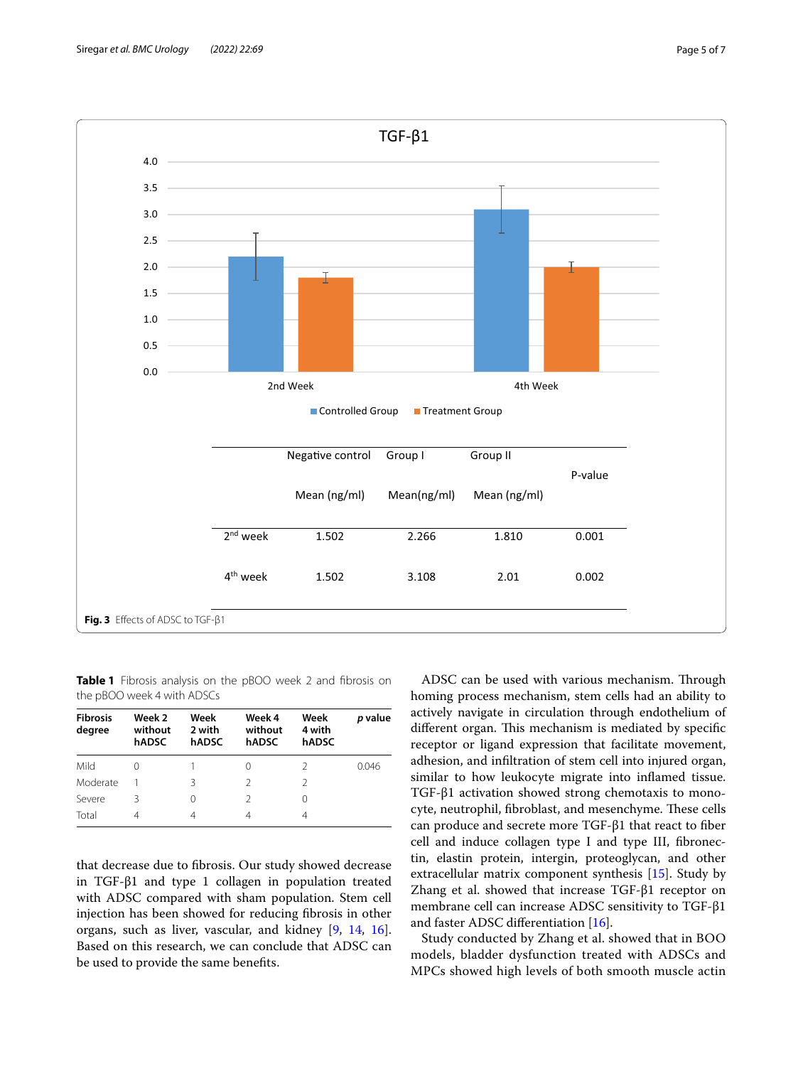TGF-β1

| | Negative control<br>Mean (ng/ml) | Group I<br>Mean(ng/ml) | Group II<br>Mean (ng/ml) | P-value |
|---|---|---|---|---|
| 2nd week | 1.502 | 2.266 | 1.810 | 0.001 |
| 4th week | 1.502 | 3.108 | 2.01 | 0.002 |

**Fig. 3** Effects of ADSC to TGF-β1

**Table 1** Fibrosis analysis on the pBOO week 2 and fibrosis on the pBOO week 4 with ADSCs

| Fibrosis degree | Week 2 without hADSC | Week 2 with hADSC | Week 4 without hADSC | Week 4 with hADSC | *p* value |
|---|---|---|---|---|---|
| Mild | 0 | 1 | 0 | 2 | 0.046 |
| Moderate | 1 | 3 | 2 | 2 | |
| Severe | 3 | 0 | 2 | 0 | |
| Total | 4 | 4 | 4 | 4 | |

that decrease due to fibrosis. Our study showed decrease in TGF-β1 and type 1 collagen in population treated with ADSC compared with sham population. Stem cell injection has been showed for reducing fibrosis in other organs, such as liver, vascular, and kidney [9, 14, 16]. Based on this research, we can conclude that ADSC can be used to provide the same benefits.

ADSC can be used with various mechanism. Through homing process mechanism, stem cells had an ability to actively navigate in circulation through endothelium of different organ. This mechanism is mediated by specific receptor or ligand expression that facilitate movement, adhesion, and infiltration of stem cell into injured organ, similar to how leukocyte migrate into inflamed tissue. TGF-β1 activation showed strong chemotaxis to monocyte, neutrophil, fibroblast, and mesenchyme. These cells can produce and secrete more TGF-β1 that react to fiber cell and induce collagen type I and type III, fibronectin, elastin protein, intergin, proteoglycan, and other extracellular matrix component synthesis [15]. Study by Zhang et al. showed that increase TGF-β1 receptor on membrane cell can increase ADSC sensitivity to TGF-β1 and faster ADSC differentiation [16].

Study conducted by Zhang et al. showed that in BOO models, bladder dysfunction treated with ADSCs and MPCs showed high levels of both smooth muscle actin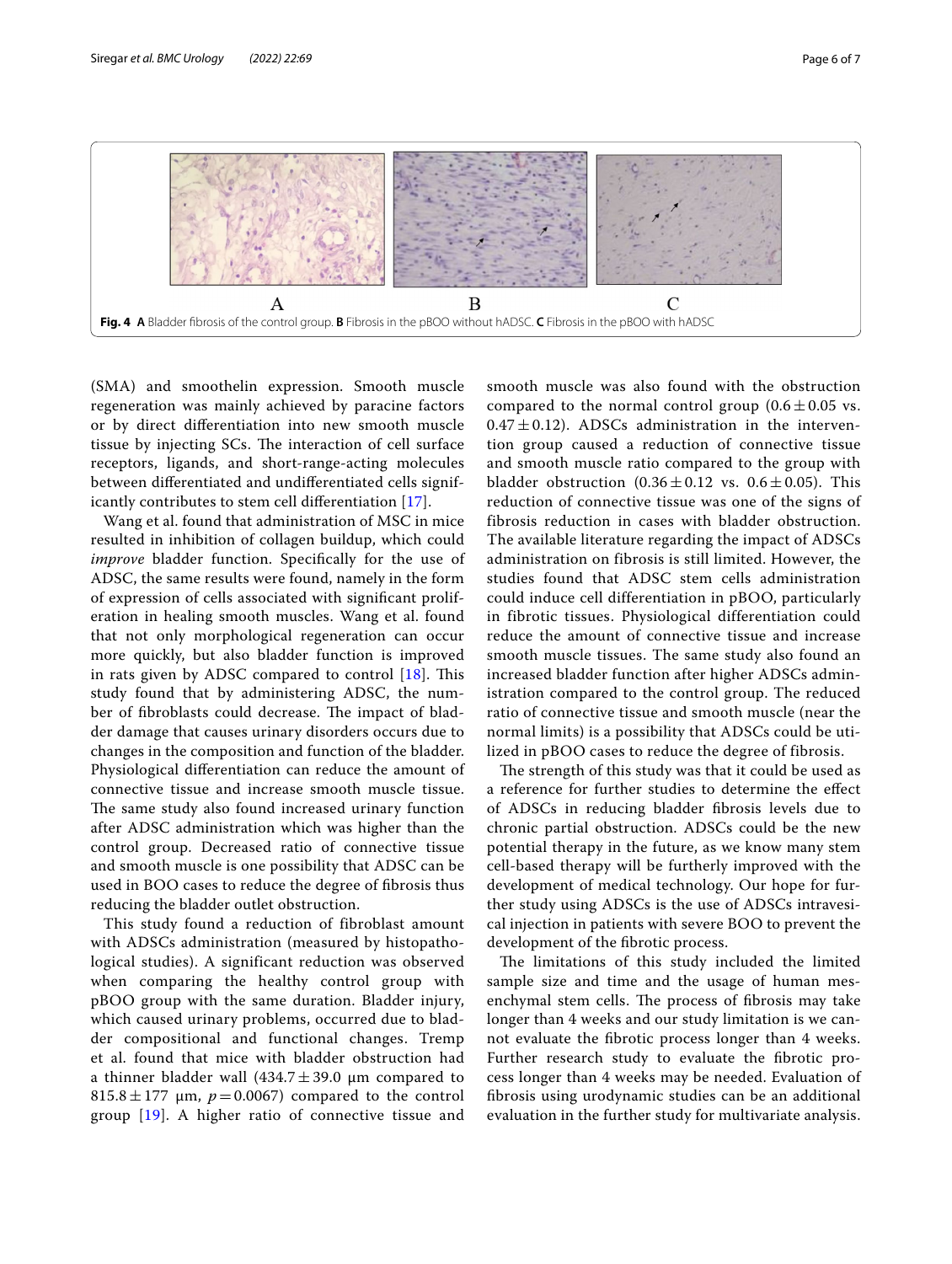**Fig. 4** **A** Bladder fibrosis of the control group. **B** Fibrosis in the pBOO without hADSC. **C** Fibrosis in the pBOO with hADSC

(SMA) and smoothelin expression. Smooth muscle regeneration was mainly achieved by paracine factors or by direct differentiation into new smooth muscle tissue by injecting SCs. The interaction of cell surface receptors, ligands, and short-range-acting molecules between differentiated and undifferentiated cells significantly contributes to stem cell differentiation [17].

Wang et al. found that administration of MSC in mice resulted in inhibition of collagen buildup, which could *improve* bladder function. Specifically for the use of ADSC, the same results were found, namely in the form of expression of cells associated with significant proliferation in healing smooth muscles. Wang et al. found that not only morphological regeneration can occur more quickly, but also bladder function is improved in rats given by ADSC compared to control [18]. This study found that by administering ADSC, the number of fibroblasts could decrease. The impact of bladder damage that causes urinary disorders occurs due to changes in the composition and function of the bladder. Physiological differentiation can reduce the amount of connective tissue and increase smooth muscle tissue. The same study also found increased urinary function after ADSC administration which was higher than the control group. Decreased ratio of connective tissue and smooth muscle is one possibility that ADSC can be used in BOO cases to reduce the degree of fibrosis thus reducing the bladder outlet obstruction.

This study found a reduction of fibroblast amount with ADSCs administration (measured by histopathological studies). A significant reduction was observed when comparing the healthy control group with pBOO group with the same duration. Bladder injury, which caused urinary problems, occurred due to bladder compositional and functional changes. Tremp et al. found that mice with bladder obstruction had a thinner bladder wall ($434.7 \pm 39.0$ µm compared to $815.8 \pm 177$ µm, $p = 0.0067$) compared to the control group [19]. A higher ratio of connective tissue and smooth muscle was also found with the obstruction compared to the normal control group ($0.6 \pm 0.05$ vs. $0.47 \pm 0.12$). ADSCs administration in the intervention group caused a reduction of connective tissue and smooth muscle ratio compared to the group with bladder obstruction ($0.36 \pm 0.12$ vs. $0.6 \pm 0.05$). This reduction of connective tissue was one of the signs of fibrosis reduction in cases with bladder obstruction. The available literature regarding the impact of ADSCs administration on fibrosis is still limited. However, the studies found that ADSC stem cells administration could induce cell differentiation in pBOO, particularly in fibrotic tissues. Physiological differentiation could reduce the amount of connective tissue and increase smooth muscle tissues. The same study also found an increased bladder function after higher ADSCs administration compared to the control group. The reduced ratio of connective tissue and smooth muscle (near the normal limits) is a possibility that ADSCs could be utilized in pBOO cases to reduce the degree of fibrosis.

The strength of this study was that it could be used as a reference for further studies to determine the effect of ADSCs in reducing bladder fibrosis levels due to chronic partial obstruction. ADSCs could be the new potential therapy in the future, as we know many stem cell-based therapy will be furtherly improved with the development of medical technology. Our hope for further study using ADSCs is the use of ADSCs intravesical injection in patients with severe BOO to prevent the development of the fibrotic process.

The limitations of this study included the limited sample size and time and the usage of human mesenchymal stem cells. The process of fibrosis may take longer than 4 weeks and our study limitation is we cannot evaluate the fibrotic process longer than 4 weeks. Further research study to evaluate the fibrotic process longer than 4 weeks may be needed. Evaluation of fibrosis using urodynamic studies can be an additional evaluation in the further study for multivariate analysis.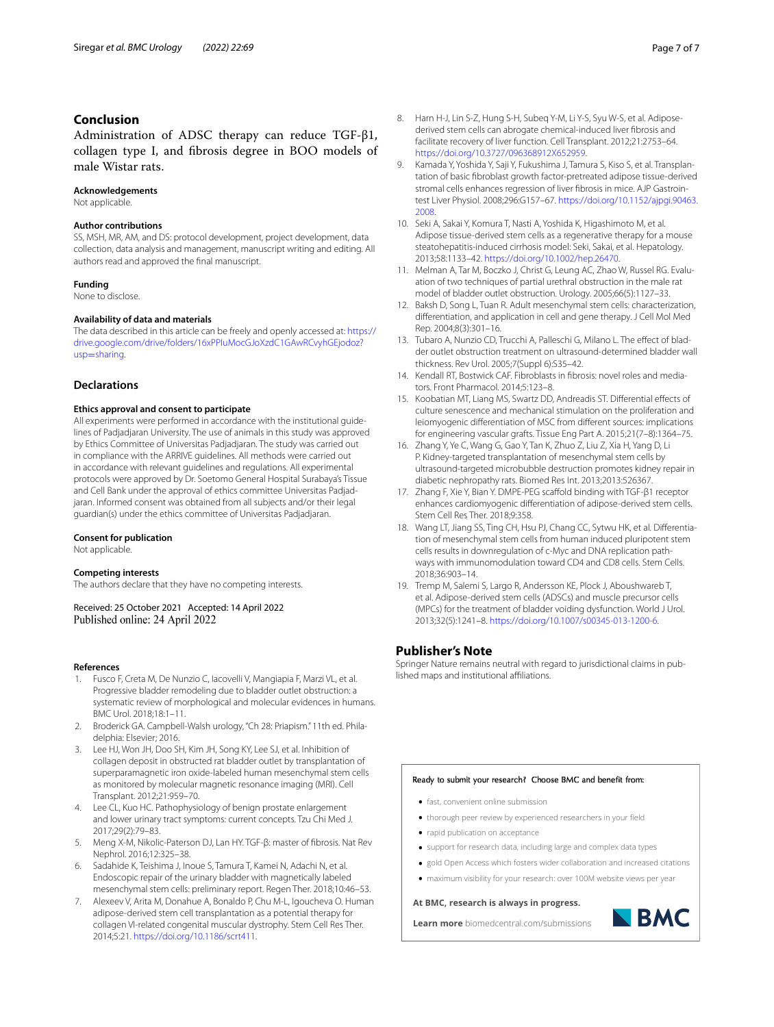## Conclusion

Administration of ADSC therapy can reduce TGF-β1, collagen type I, and fibrosis degree in BOO models of male Wistar rats.

### Acknowledgements

Not applicable.

### Author contributions

SS, MSH, MR, AM, and DS: protocol development, project development, data collection, data analysis and management, manuscript writing and editing. All authors read and approved the final manuscript.

### Funding

None to disclose.

### Availability of data and materials

The data described in this article can be freely and openly accessed at: https://drive.google.com/drive/folders/16xPPluMocGJoXzdC1GAwRCvyhGEjodoz?usp=sharing.

## Declarations

### Ethics approval and consent to participate

All experiments were performed in accordance with the institutional guidelines of Padjadjaran University. The use of animals in this study was approved by Ethics Committee of Universitas Padjadjaran. The study was carried out in compliance with the ARRIVE guidelines. All methods were carried out in accordance with relevant guidelines and regulations. All experimental protocols were approved by Dr. Soetomo General Hospital Surabaya's Tissue and Cell Bank under the approval of ethics committee Universitas Padjadjaran. Informed consent was obtained from all subjects and/or their legal guardian(s) under the ethics committee of Universitas Padjadjaran.

### Consent for publication

Not applicable.

### Competing interests

The authors declare that they have no competing interests.

Received: 25 October 2021 Accepted: 14 April 2022
Published online: 24 April 2022

### References

1. Fusco F, Creta M, De Nunzio C, Iacovelli V, Mangiapia F, Marzi VL, et al. Progressive bladder remodeling due to bladder outlet obstruction: a systematic review of morphological and molecular evidences in humans. BMC Urol. 2018;18:1–11.
2. Broderick GA. Campbell-Walsh urology, "Ch 28: Priapism." 11th ed. Philadelphia: Elsevier; 2016.
3. Lee HJ, Won JH, Doo SH, Kim JH, Song KY, Lee SJ, et al. Inhibition of collagen deposit in obstructed rat bladder outlet by transplantation of superparamagnetic iron oxide-labeled human mesenchymal stem cells as monitored by molecular magnetic resonance imaging (MRI). Cell Transplant. 2012;21:959–70.
4. Lee CL, Kuo HC. Pathophysiology of benign prostate enlargement and lower urinary tract symptoms: current concepts. Tzu Chi Med J. 2017;29(2):79–83.
5. Meng X-M, Nikolic-Paterson DJ, Lan HY. TGF-β: master of fibrosis. Nat Rev Nephrol. 2016;12:325–38.
6. Sadahide K, Teishima J, Inoue S, Tamura T, Kamei N, Adachi N, et al. Endoscopic repair of the urinary bladder with magnetically labeled mesenchymal stem cells: preliminary report. Regen Ther. 2018;10:46–53.
7. Alexeev V, Arita M, Donahue A, Bonaldo P, Chu M-L, Igoucheva O. Human adipose-derived stem cell transplantation as a potential therapy for collagen VI-related congenital muscular dystrophy. Stem Cell Res Ther. 2014;5:21. https://doi.org/10.1186/scrt411.
8. Harn H-J, Lin S-Z, Hung S-H, Subeq Y-M, Li Y-S, Syu W-S, et al. Adipose-derived stem cells can abrogate chemical-induced liver fibrosis and facilitate recovery of liver function. Cell Transplant. 2012;21:2753–64. https://doi.org/10.3727/096368912X652959.
9. Kamada Y, Yoshida Y, Saji Y, Fukushima J, Tamura S, Kiso S, et al. Transplantation of basic fibroblast growth factor-pretreated adipose tissue-derived stromal cells enhances regression of liver fibrosis in mice. AJP Gastrointest Liver Physiol. 2008;296:G157–67. https://doi.org/10.1152/ajpgi.90463.2008.
10. Seki A, Sakai Y, Komura T, Nasti A, Yoshida K, Higashimoto M, et al. Adipose tissue-derived stem cells as a regenerative therapy for a mouse steatohepatitis-induced cirrhosis model: Seki, Sakai, et al. Hepatology. 2013;58:1133–42. https://doi.org/10.1002/hep.26470.
11. Melman A, Tar M, Boczko J, Christ G, Leung AC, Zhao W, Russel RG. Evaluation of two techniques of partial urethral obstruction in the male rat model of bladder outlet obstruction. Urology. 2005;66(5):1127–33.
12. Baksh D, Song L, Tuan R. Adult mesenchymal stem cells: characterization, differentiation, and application in cell and gene therapy. J Cell Mol Med Rep. 2004;8(3):301–16.
13. Tubaro A, Nunzio CD, Trucchi A, Palleschi G, Milano L. The effect of bladder outlet obstruction treatment on ultrasound-determined bladder wall thickness. Rev Urol. 2005;7(Suppl 6):S35–42.
14. Kendall RT, Bostwick CAF. Fibroblasts in fibrosis: novel roles and mediators. Front Pharmacol. 2014;5:123–8.
15. Koobatian MT, Liang MS, Swartz DD, Andreadis ST. Differential effects of culture senescence and mechanical stimulation on the proliferation and leiomyogenic differentiation of MSC from different sources: implications for engineering vascular grafts. Tissue Eng Part A. 2015;21(7–8):1364–75.
16. Zhang Y, Ye C, Wang G, Gao Y, Tan K, Zhuo Z, Liu Z, Xia H, Yang D, Li P. Kidney-targeted transplantation of mesenchymal stem cells by ultrasound-targeted microbubble destruction promotes kidney repair in diabetic nephropathy rats. Biomed Res Int. 2013;2013:526367.
17. Zhang F, Xie Y, Bian Y. DMPE-PEG scaffold binding with TGF-β1 receptor enhances cardiomyogenic differentiation of adipose-derived stem cells. Stem Cell Res Ther. 2018;9:358.
18. Wang LT, Jiang SS, Ting CH, Hsu PJ, Chang CC, Sytwu HK, et al. Differentiation of mesenchymal stem cells from human induced pluripotent stem cells results in downregulation of c-Myc and DNA replication pathways with immunomodulation toward CD4 and CD8 cells. Stem Cells. 2018;36:903–14.
19. Tremp M, Salemi S, Largo R, Andersson KE, Plock J, Aboushwareb T, et al. Adipose-derived stem cells (ADSCs) and muscle precursor cells (MPCs) for the treatment of bladder voiding dysfunction. World J Urol. 2013;32(5):1241–8. https://doi.org/10.1007/s00345-013-1200-6.

## Publisher's Note

Springer Nature remains neutral with regard to jurisdictional claims in published maps and institutional affiliations.